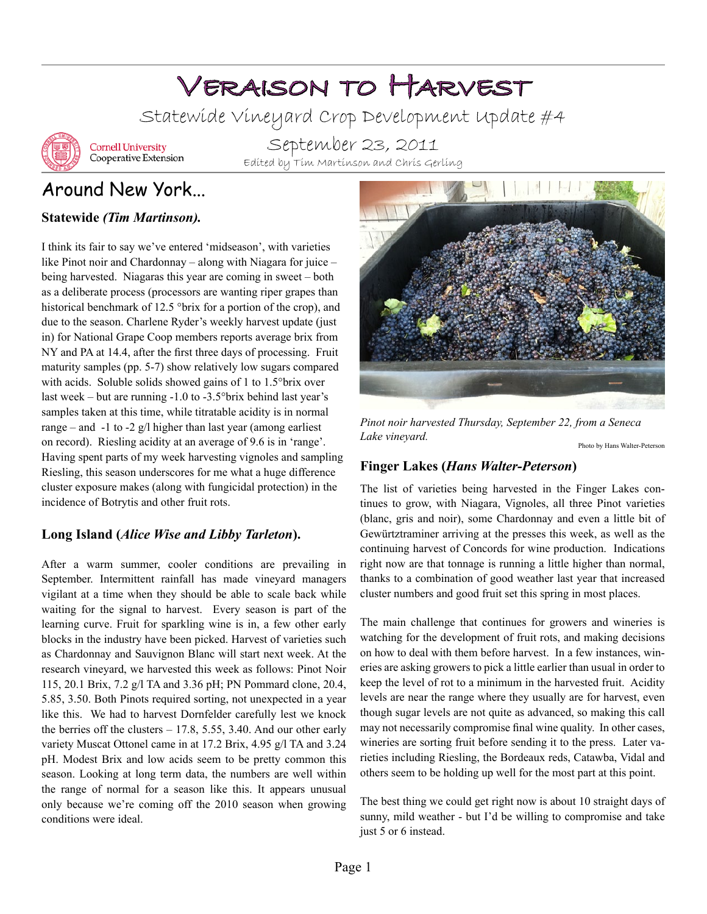# Veraison to Harvest

## Statewide Vineyard Crop Development Update #4

September 23, 2011

Edited by Tim Martinson and Chris Gerling

Cornell University Cooperative Extension

## Around New York...

### Statewide *(Tim Martinson).*

I think its fair to say we've entered 'midseason', with varieties like Pinot noir and Chardonnay – along with Niagara for juice – being harvested. Niagaras this year are coming in sweet – both as a deliberate process (processors are wanting riper grapes than historical benchmark of 12.5 °brix for a portion of the crop), and due to the season. Charlene Ryder's weekly harvest update (just in) for National Grape Coop members reports average brix from NY and PA at 14.4, after the first three days of processing. Fruit maturity samples (pp. 5-7) show relatively low sugars compared with acids. Soluble solids showed gains of 1 to 1.5°brix over last week – but are running -1.0 to -3.5°brix behind last year's samples taken at this time, while titratable acidity is in normal range – and -1 to -2 g/l higher than last year (among earliest on record). Riesling acidity at an average of 9.6 is in 'range'. Having spent parts of my week harvesting vignoles and sampling Riesling, this season underscores for me what a huge difference cluster exposure makes (along with fungicidal protection) in the incidence of Botrytis and other fruit rots.

### Long Island (*Alice Wise and Libby Tarleton*).

After a warm summer, cooler conditions are prevailing in September. Intermittent rainfall has made vineyard managers vigilant at a time when they should be able to scale back while waiting for the signal to harvest. Every season is part of the learning curve. Fruit for sparkling wine is in, a few other early blocks in the industry have been picked. Harvest of varieties such as Chardonnay and Sauvignon Blanc will start next week. At the research vineyard, we harvested this week as follows: Pinot Noir 115, 20.1 Brix, 7.2 g/l TA and 3.36 pH; PN Pommard clone, 20.4, 5.85, 3.50. Both Pinots required sorting, not unexpected in a year like this. We had to harvest Dornfelder carefully lest we knock the berries off the clusters – 17.8, 5.55, 3.40. And our other early variety Muscat Ottonel came in at 17.2 Brix, 4.95 g/l TA and 3.24 pH. Modest Brix and low acids seem to be pretty common this season. Looking at long term data, the numbers are well within the range of normal for a season like this. It appears unusual only because we're coming off the 2010 season when growing conditions were ideal.

*Pinot noir harvested Thursday, September 22, from a Seneca Lake vineyard.*

Photo by Hans Walter-Peterson

### Finger Lakes (*Hans Walter-Peterson*)

The list of varieties being harvested in the Finger Lakes continues to grow, with Niagara, Vignoles, all three Pinot varieties (blanc, gris and noir), some Chardonnay and even a little bit of Gewürztraminer arriving at the presses this week, as well as the continuing harvest of Concords for wine production. Indications right now are that tonnage is running a little higher than normal, thanks to a combination of good weather last year that increased cluster numbers and good fruit set this spring in most places.

The main challenge that continues for growers and wineries is watching for the development of fruit rots, and making decisions on how to deal with them before harvest. In a few instances, wineries are asking growers to pick a little earlier than usual in order to keep the level of rot to a minimum in the harvested fruit. Acidity levels are near the range where they usually are for harvest, even though sugar levels are not quite as advanced, so making this call may not necessarily compromise final wine quality. In other cases, wineries are sorting fruit before sending it to the press. Later varieties including Riesling, the Bordeaux reds, Catawba, Vidal and others seem to be holding up well for the most part at this point.

The best thing we could get right now is about 10 straight days of sunny, mild weather - but I'd be willing to compromise and take just 5 or 6 instead.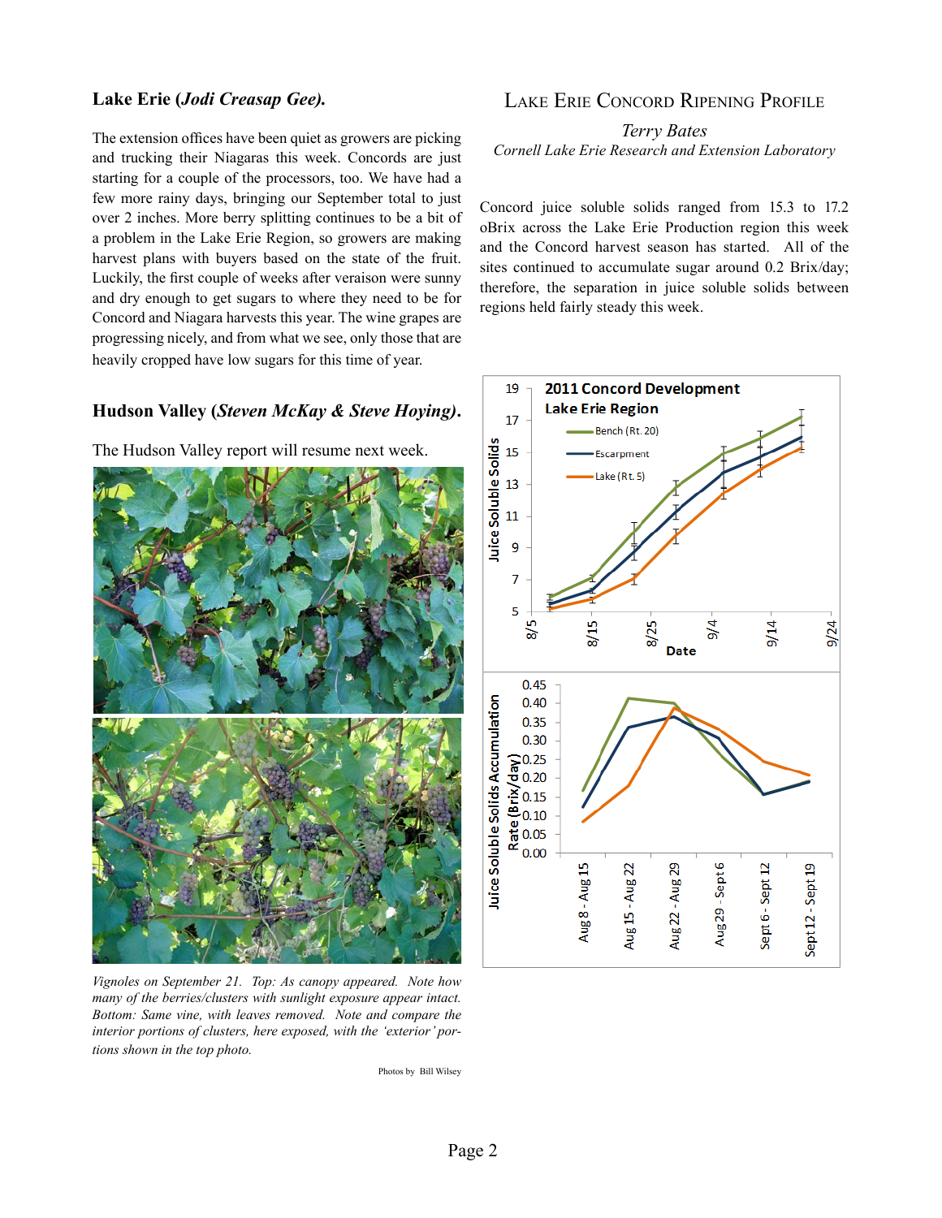## Lake Erie (*Jodi Creasap Gee).*

The extension offices have been quiet as growers are picking and trucking their Niagaras this week. Concords are just starting for a couple of the processors, too. We have had a few more rainy days, bringing our September total to just over 2 inches. More berry splitting continues to be a bit of a problem in the Lake Erie Region, so growers are making harvest plans with buyers based on the state of the fruit. Luckily, the first couple of weeks after veraison were sunny and dry enough to get sugars to where they need to be for Concord and Niagara harvests this year. The wine grapes are progressing nicely, and from what we see, only those that are heavily cropped have low sugars for this time of year.

## Hudson Valley (*Steven McKay & Steve Hoying).*

The Hudson Valley report will resume next week.

*Vignoles on September 21. Top: As canopy appeared. Note how many of the berries/clusters with sunlight exposure appear intact. Bottom: Same vine, with leaves removed. Note and compare the interior portions of clusters, here exposed, with the 'exterior' portions shown in the top photo.*

Photos by Bill Wilsey

## Lake Erie Concord Ripening Profile

*Terry Bates*
*Cornell Lake Erie Research and Extension Laboratory*

Concord juice soluble solids ranged from 15.3 to 17.2 oBrix across the Lake Erie Production region this week and the Concord harvest season has started. All of the sites continued to accumulate sugar around 0.2 Brix/day; therefore, the separation in juice soluble solids between regions held fairly steady this week.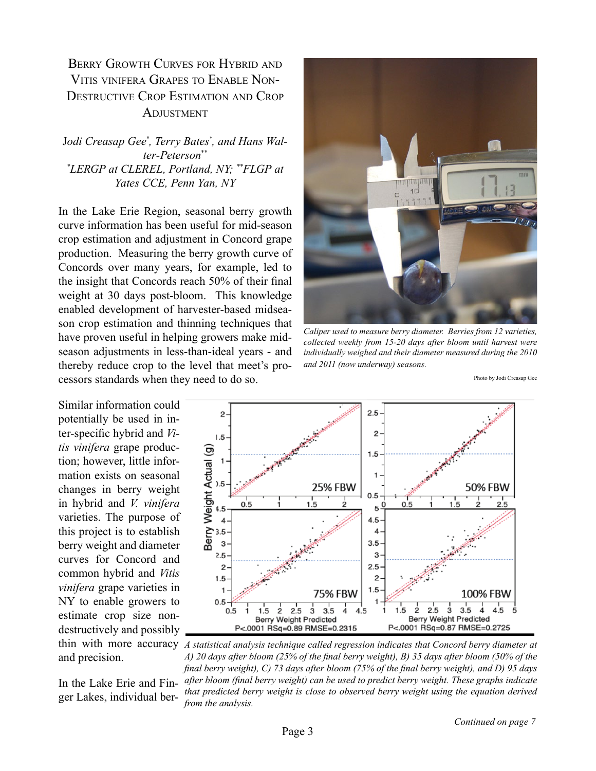# Berry Growth Curves for Hybrid and Vitis vinifera Grapes to Enable Non-Destructive Crop Estimation and Crop Adjustment

*Jodi Creasap Gee*, Terry Bates*, and Hans Walter-Peterson***
**LERGP at CLEREL, Portland, NY; **FLGP at Yates CCE, Penn Yan, NY*

In the Lake Erie Region, seasonal berry growth curve information has been useful for mid-season crop estimation and adjustment in Concord grape production. Measuring the berry growth curve of Concords over many years, for example, led to the insight that Concords reach 50% of their final weight at 30 days post-bloom. This knowledge enabled development of harvester-based midseason crop estimation and thinning techniques that have proven useful in helping growers make mid-season adjustments in less-than-ideal years - and thereby reduce crop to the level that meet's processors standards when they need to do so.

*Caliper used to measure berry diameter. Berries from 12 varieties, collected weekly from 15-20 days after bloom until harvest were individually weighed and their diameter measured during the 2010 and 2011 (now underway) seasons.*

Photo by Jodi Creasap Gee

Similar information could potentially be used in inter-specific hybrid and *Vitis vinifera* grape production; however, little information exists on seasonal changes in berry weight in hybrid and *V. vinifera* varieties. The purpose of this project is to establish berry weight and diameter curves for Concord and common hybrid and *Vitis vinifera* grape varieties in NY to enable growers to estimate crop size non-destructively and possibly thin with more accuracy and precision.

*A statistical analysis technique called regression indicates that Concord berry diameter at A) 20 days after bloom (25% of the final berry weight), B) 35 days after bloom (50% of the final berry weight), C) 73 days after bloom (75% of the final berry weight), and D) 95 days after bloom (final berry weight) can be used to predict berry weight. These graphs indicate that predicted berry weight is close to observed berry weight using the equation derived from the analysis.*

In the Lake Erie and Finger Lakes, individual ber-

*Continued on page 7*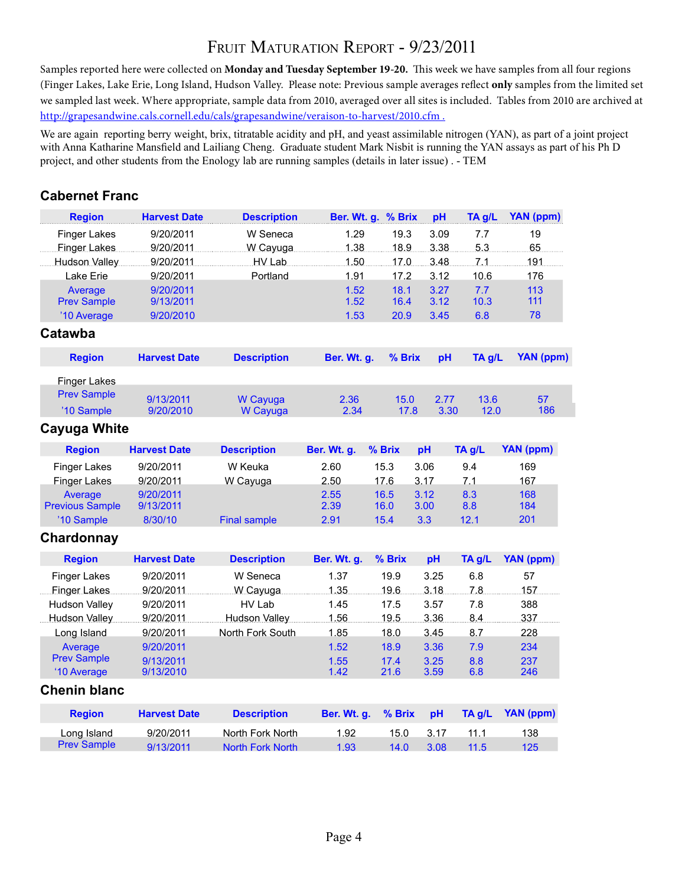# Fruit Maturation Report - 9/23/2011

Samples reported here were collected on **Monday and Tuesday September 19-20.** This week we have samples from all four regions (Finger Lakes, Lake Erie, Long Island, Hudson Valley. Please note: Previous sample averages reflect **only** samples from the limited set we sampled last week. Where appropriate, sample data from 2010, averaged over all sites is included. Tables from 2010 are archived at http://grapesandwine.cals.cornell.edu/cals/grapesandwine/veraison-to-harvest/2010.cfm .

We are again reporting berry weight, brix, titratable acidity and pH, and yeast assimilable nitrogen (YAN), as part of a joint project with Anna Katharine Mansfield and Lailiang Cheng. Graduate student Mark Nisbit is running the YAN assays as part of his Ph D project, and other students from the Enology lab are running samples (details in later issue) . - TEM

## Cabernet Franc

| Region | Harvest Date | Description | Ber. Wt. g. | % Brix | pH | TA g/L | YAN (ppm) |
|---|---|---|---|---|---|---|---|
| Finger Lakes | 9/20/2011 | W Seneca | 1.29 | 19.3 | 3.09 | 7.7 | 19 |
| Finger Lakes | 9/20/2011 | W Cayuga | 1.38 | 18.9 | 3.38 | 5.3 | 65 |
| Hudson Valley | 9/20/2011 | HV Lab | 1.50 | 17.0 | 3.48 | 7.1 | 191 |
| Lake Erie | 9/20/2011 | Portland | 1.91 | 17.2 | 3.12 | 10.6 | 176 |
| Average | 9/20/2011 | | 1.52 | 18.1 | 3.27 | 7.7 | 113 |
| Prev Sample | 9/13/2011 | | 1.52 | 16.4 | 3.12 | 10.3 | 111 |
| '10 Average | 9/20/2010 | | 1.53 | 20.9 | 3.45 | 6.8 | 78 |

## Catawba

| Region | Harvest Date | Description | Ber. Wt. g. | % Brix | pH | TA g/L | YAN (ppm) |
|---|---|---|---|---|---|---|---|
| Finger Lakes | | | | | | | |
| Prev Sample | 9/13/2011 | W Cayuga | 2.36 | 15.0 | 2.77 | 13.6 | 57 |
| '10 Sample | 9/20/2010 | W Cayuga | 2.34 | 17.8 | 3.30 | 12.0 | 186 |

## Cayuga White

| Region | Harvest Date | Description | Ber. Wt. g. | % Brix | pH | TA g/L | YAN (ppm) |
|---|---|---|---|---|---|---|---|
| Finger Lakes | 9/20/2011 | W Keuka | 2.60 | 15.3 | 3.06 | 9.4 | 169 |
| Finger Lakes | 9/20/2011 | W Cayuga | 2.50 | 17.6 | 3.17 | 7.1 | 167 |
| Average | 9/20/2011 | | 2.55 | 16.5 | 3.12 | 8.3 | 168 |
| Previous Sample | 9/13/2011 | | 2.39 | 16.0 | 3.00 | 8.8 | 184 |
| '10 Sample | 8/30/10 | Final sample | 2.91 | 15.4 | 3.3 | 12.1 | 201 |

## Chardonnay

| Region | Harvest Date | Description | Ber. Wt. g. | % Brix | pH | TA g/L | YAN (ppm) |
|---|---|---|---|---|---|---|---|
| Finger Lakes | 9/20/2011 | W Seneca | 1.37 | 19.9 | 3.25 | 6.8 | 57 |
| Finger Lakes | 9/20/2011 | W Cayuga | 1.35 | 19.6 | 3.18 | 7.8 | 157 |
| Hudson Valley | 9/20/2011 | HV Lab | 1.45 | 17.5 | 3.57 | 7.8 | 388 |
| Hudson Valley | 9/20/2011 | Hudson Valley | 1.56 | 19.5 | 3.36 | 8.4 | 337 |
| Long Island | 9/20/2011 | North Fork South | 1.85 | 18.0 | 3.45 | 8.7 | 228 |
| Average | 9/20/2011 | | 1.52 | 18.9 | 3.36 | 7.9 | 234 |
| Prev Sample | 9/13/2011 | | 1.55 | 17.4 | 3.25 | 8.8 | 237 |
| '10 Average | 9/13/2010 | | 1.42 | 21.6 | 3.59 | 6.8 | 246 |

## Chenin blanc

| Region | Harvest Date | Description | Ber. Wt. g. | % Brix | pH | TA g/L | YAN (ppm) |
|---|---|---|---|---|---|---|---|
| Long Island | 9/20/2011 | North Fork North | 1.92 | 15.0 | 3.17 | 11.1 | 138 |
| Prev Sample | 9/13/2011 | North Fork North | 1.93 | 14.0 | 3.08 | 11.5 | 125 |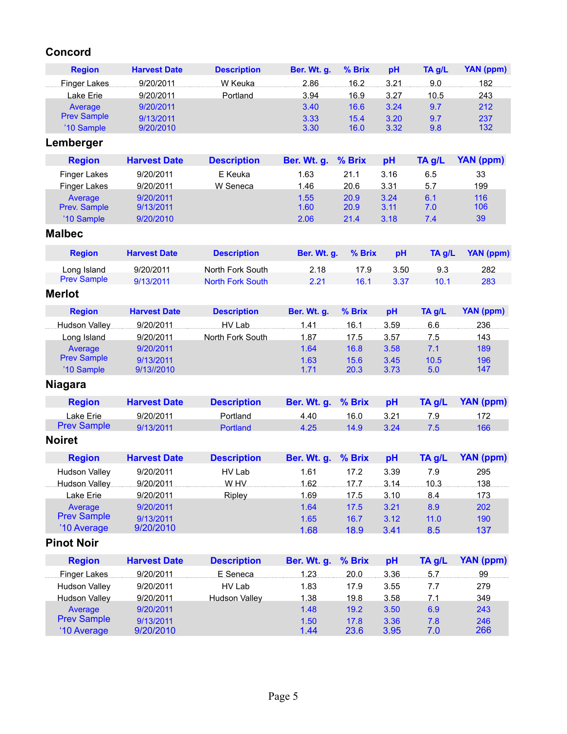## Concord

| Region | Harvest Date | Description | Ber. Wt. g. | % Brix | pH | TA g/L | YAN (ppm) |
|---|---|---|---|---|---|---|---|
| Finger Lakes | 9/20/2011 | W Keuka | 2.86 | 16.2 | 3.21 | 9.0 | 182 |
| Lake Erie | 9/20/2011 | Portland | 3.94 | 16.9 | 3.27 | 10.5 | 243 |
| Average | 9/20/2011 | | 3.40 | 16.6 | 3.24 | 9.7 | 212 |
| Prev Sample | 9/13/2011 | | 3.33 | 15.4 | 3.20 | 9.7 | 237 |
| '10 Sample | 9/20/2010 | | 3.30 | 16.0 | 3.32 | 9.8 | 132 |

## Lemberger

| Region | Harvest Date | Description | Ber. Wt. g. | % Brix | pH | TA g/L | YAN (ppm) |
|---|---|---|---|---|---|---|---|
| Finger Lakes | 9/20/2011 | E Keuka | 1.63 | 21.1 | 3.16 | 6.5 | 33 |
| Finger Lakes | 9/20/2011 | W Seneca | 1.46 | 20.6 | 3.31 | 5.7 | 199 |
| Average | 9/20/2011 | | 1.55 | 20.9 | 3.24 | 6.1 | 116 |
| Prev. Sample | 9/13/2011 | | 1.60 | 20.9 | 3.11 | 7.0 | 106 |
| '10 Sample | 9/20/2010 | | 2.06 | 21.4 | 3.18 | 7.4 | 39 |

## Malbec

| Region | Harvest Date | Description | Ber. Wt. g. | % Brix | pH | TA g/L | YAN (ppm) |
|---|---|---|---|---|---|---|---|
| Long Island | 9/20/2011 | North Fork South | 2.18 | 17.9 | 3.50 | 9.3 | 282 |
| Prev Sample | 9/13/2011 | North Fork South | 2.21 | 16.1 | 3.37 | 10.1 | 283 |

## Merlot

| Region | Harvest Date | Description | Ber. Wt. g. | % Brix | pH | TA g/L | YAN (ppm) |
|---|---|---|---|---|---|---|---|
| Hudson Valley | 9/20/2011 | HV Lab | 1.41 | 16.1 | 3.59 | 6.6 | 236 |
| Long Island | 9/20/2011 | North Fork South | 1.87 | 17.5 | 3.57 | 7.5 | 143 |
| Average | 9/20/2011 | | 1.64 | 16.8 | 3.58 | 7.1 | 189 |
| Prev Sample | 9/13/2011 | | 1.63 | 15.6 | 3.45 | 10.5 | 196 |
| '10 Sample | 9/13//2010 | | 1.71 | 20.3 | 3.73 | 5.0 | 147 |

## Niagara

| Region | Harvest Date | Description | Ber. Wt. g. | % Brix | pH | TA g/L | YAN (ppm) |
|---|---|---|---|---|---|---|---|
| Lake Erie | 9/20/2011 | Portland | 4.40 | 16.0 | 3.21 | 7.9 | 172 |
| Prev Sample | 9/13/2011 | Portland | 4.25 | 14.9 | 3.24 | 7.5 | 166 |

## Noiret

| Region | Harvest Date | Description | Ber. Wt. g. | % Brix | pH | TA g/L | YAN (ppm) |
|---|---|---|---|---|---|---|---|
| Hudson Valley | 9/20/2011 | HV Lab | 1.61 | 17.2 | 3.39 | 7.9 | 295 |
| Hudson Valley | 9/20/2011 | W HV | 1.62 | 17.7 | 3.14 | 10.3 | 138 |
| Lake Erie | 9/20/2011 | Ripley | 1.69 | 17.5 | 3.10 | 8.4 | 173 |
| Average | 9/20/2011 | | 1.64 | 17.5 | 3.21 | 8.9 | 202 |
| Prev Sample | 9/13/2011 | | 1.65 | 16.7 | 3.12 | 11.0 | 190 |
| '10 Average | 9/20/2010 | | 1.68 | 18.9 | 3.41 | 8.5 | 137 |

## Pinot Noir

| Region | Harvest Date | Description | Ber. Wt. g. | % Brix | pH | TA g/L | YAN (ppm) |
|---|---|---|---|---|---|---|---|
| Finger Lakes | 9/20/2011 | E Seneca | 1.23 | 20.0 | 3.36 | 5.7 | 99 |
| Hudson Valley | 9/20/2011 | HV Lab | 1.83 | 17.9 | 3.55 | 7.7 | 279 |
| Hudson Valley | 9/20/2011 | Hudson Valley | 1.38 | 19.8 | 3.58 | 7.1 | 349 |
| Average | 9/20/2011 | | 1.48 | 19.2 | 3.50 | 6.9 | 243 |
| Prev Sample | 9/13/2011 | | 1.50 | 17.8 | 3.36 | 7.8 | 246 |
| '10 Average | 9/20/2010 | | 1.44 | 23.6 | 3.95 | 7.0 | 266 |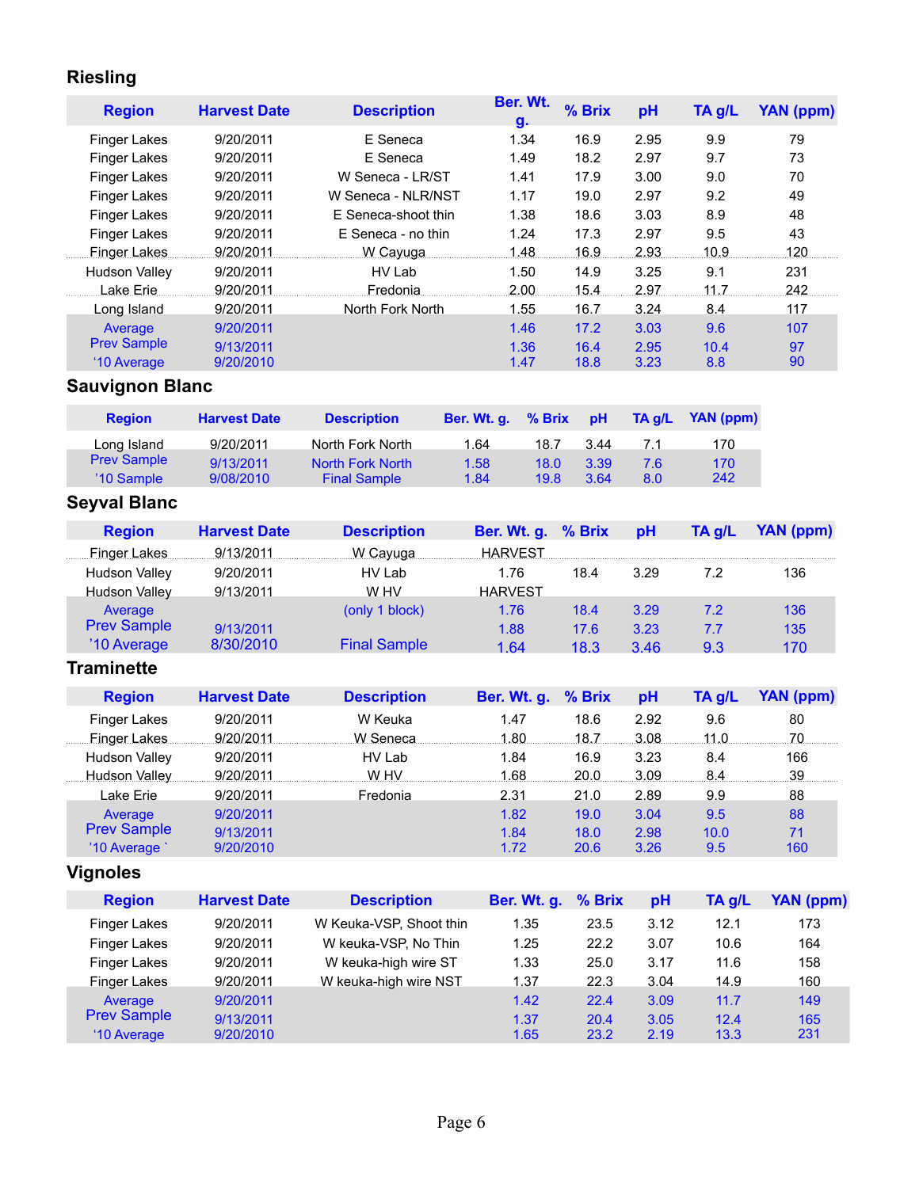## Riesling

| Region | Harvest Date | Description | Ber. Wt. g. | % Brix | pH | TA g/L | YAN (ppm) |
|---|---|---|---|---|---|---|---|
| Finger Lakes | 9/20/2011 | E Seneca | 1.34 | 16.9 | 2.95 | 9.9 | 79 |
| Finger Lakes | 9/20/2011 | E Seneca | 1.49 | 18.2 | 2.97 | 9.7 | 73 |
| Finger Lakes | 9/20/2011 | W Seneca - LR/ST | 1.41 | 17.9 | 3.00 | 9.0 | 70 |
| Finger Lakes | 9/20/2011 | W Seneca - NLR/NST | 1.17 | 19.0 | 2.97 | 9.2 | 49 |
| Finger Lakes | 9/20/2011 | E Seneca-shoot thin | 1.38 | 18.6 | 3.03 | 8.9 | 48 |
| Finger Lakes | 9/20/2011 | E Seneca - no thin | 1.24 | 17.3 | 2.97 | 9.5 | 43 |
| Finger Lakes | 9/20/2011 | W Cayuga | 1.48 | 16.9 | 2.93 | 10.9 | 120 |
| Hudson Valley | 9/20/2011 | HV Lab | 1.50 | 14.9 | 3.25 | 9.1 | 231 |
| Lake Erie | 9/20/2011 | Fredonia | 2.00 | 15.4 | 2.97 | 11.7 | 242 |
| Long Island | 9/20/2011 | North Fork North | 1.55 | 16.7 | 3.24 | 8.4 | 117 |
| Average | 9/20/2011 | | 1.46 | 17.2 | 3.03 | 9.6 | 107 |
| Prev Sample | 9/13/2011 | | 1.36 | 16.4 | 2.95 | 10.4 | 97 |
| '10 Average | 9/20/2010 | | 1.47 | 18.8 | 3.23 | 8.8 | 90 |

## Sauvignon Blanc

| Region | Harvest Date | Description | Ber. Wt. g. | % Brix | pH | TA g/L | YAN (ppm) |
|---|---|---|---|---|---|---|---|
| Long Island | 9/20/2011 | North Fork North | 1.64 | 18.7 | 3.44 | 7.1 | 170 |
| Prev Sample | 9/13/2011 | North Fork North | 1.58 | 18.0 | 3.39 | 7.6 | 170 |
| '10 Sample | 9/08/2010 | Final Sample | 1.84 | 19.8 | 3.64 | 8.0 | 242 |

## Seyval Blanc

| Region | Harvest Date | Description | Ber. Wt. g. | % Brix | pH | TA g/L | YAN (ppm) |
|---|---|---|---|---|---|---|---|
| Finger Lakes | 9/13/2011 | W Cayuga | HARVEST | | | | |
| Hudson Valley | 9/20/2011 | HV Lab | 1.76 | 18.4 | 3.29 | 7.2 | 136 |
| Hudson Valley | 9/13/2011 | W HV | HARVEST | | | | |
| Average | | (only 1 block) | 1.76 | 18.4 | 3.29 | 7.2 | 136 |
| Prev Sample | 9/13/2011 | | 1.88 | 17.6 | 3.23 | 7.7 | 135 |
| '10 Average | 8/30/2010 | Final Sample | 1.64 | 18.3 | 3.46 | 9.3 | 170 |

## Traminette

| Region | Harvest Date | Description | Ber. Wt. g. | % Brix | pH | TA g/L | YAN (ppm) |
|---|---|---|---|---|---|---|---|
| Finger Lakes | 9/20/2011 | W Keuka | 1.47 | 18.6 | 2.92 | 9.6 | 80 |
| Finger Lakes | 9/20/2011 | W Seneca | 1.80 | 18.7 | 3.08 | 11.0 | 70 |
| Hudson Valley | 9/20/2011 | HV Lab | 1.84 | 16.9 | 3.23 | 8.4 | 166 |
| Hudson Valley | 9/20/2011 | W HV | 1.68 | 20.0 | 3.09 | 8.4 | 39 |
| Lake Erie | 9/20/2011 | Fredonia | 2.31 | 21.0 | 2.89 | 9.9 | 88 |
| Average | 9/20/2011 | | 1.82 | 19.0 | 3.04 | 9.5 | 88 |
| Prev Sample | 9/13/2011 | | 1.84 | 18.0 | 2.98 | 10.0 | 71 |
| '10 Average ` | 9/20/2010 | | 1.72 | 20.6 | 3.26 | 9.5 | 160 |

## Vignoles

| Region | Harvest Date | Description | Ber. Wt. g. | % Brix | pH | TA g/L | YAN (ppm) |
|---|---|---|---|---|---|---|---|
| Finger Lakes | 9/20/2011 | W Keuka-VSP, Shoot thin | 1.35 | 23.5 | 3.12 | 12.1 | 173 |
| Finger Lakes | 9/20/2011 | W keuka-VSP, No Thin | 1.25 | 22.2 | 3.07 | 10.6 | 164 |
| Finger Lakes | 9/20/2011 | W keuka-high wire ST | 1.33 | 25.0 | 3.17 | 11.6 | 158 |
| Finger Lakes | 9/20/2011 | W keuka-high wire NST | 1.37 | 22.3 | 3.04 | 14.9 | 160 |
| Average | 9/20/2011 | | 1.42 | 22.4 | 3.09 | 11.7 | 149 |
| Prev Sample | 9/13/2011 | | 1.37 | 20.4 | 3.05 | 12.4 | 165 |
| '10 Average | 9/20/2010 | | 1.65 | 23.2 | 2.19 | 13.3 | 231 |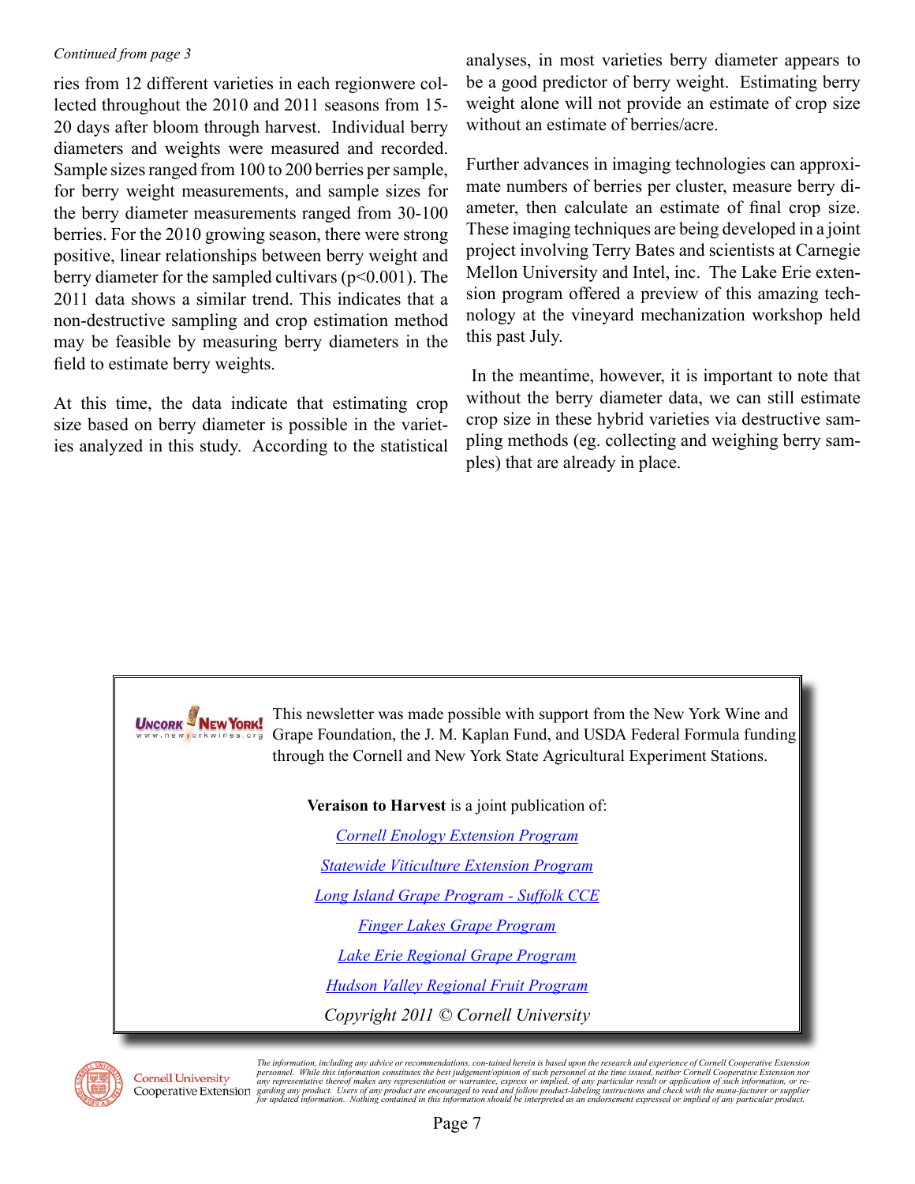*Continued from page 3*

ries from 12 different varieties in each regionwere collected throughout the 2010 and 2011 seasons from 15-20 days after bloom through harvest. Individual berry diameters and weights were measured and recorded. Sample sizes ranged from 100 to 200 berries per sample, for berry weight measurements, and sample sizes for the berry diameter measurements ranged from 30-100 berries. For the 2010 growing season, there were strong positive, linear relationships between berry weight and berry diameter for the sampled cultivars ($p<0.001$). The 2011 data shows a similar trend. This indicates that a non-destructive sampling and crop estimation method may be feasible by measuring berry diameters in the field to estimate berry weights.

At this time, the data indicate that estimating crop size based on berry diameter is possible in the varieties analyzed in this study. According to the statistical analyses, in most varieties berry diameter appears to be a good predictor of berry weight. Estimating berry weight alone will not provide an estimate of crop size without an estimate of berries/acre.

Further advances in imaging technologies can approximate numbers of berries per cluster, measure berry diameter, then calculate an estimate of final crop size. These imaging techniques are being developed in a joint project involving Terry Bates and scientists at Carnegie Mellon University and Intel, inc. The Lake Erie extension program offered a preview of this amazing technology at the vineyard mechanization workshop held this past July.

In the meantime, however, it is important to note that without the berry diameter data, we can still estimate crop size in these hybrid varieties via destructive sampling methods (eg. collecting and weighing berry samples) that are already in place.

---

UNCORK NEW YORK! www.newyorkwines.org

This newsletter was made possible with support from the New York Wine and Grape Foundation, the J. M. Kaplan Fund, and USDA Federal Formula funding through the Cornell and New York State Agricultural Experiment Stations.

**Veraison to Harvest** is a joint publication of:

Cornell Enology Extension Program

Statewide Viticulture Extension Program

Long Island Grape Program - Suffolk CCE

Finger Lakes Grape Program

Lake Erie Regional Grape Program

Hudson Valley Regional Fruit Program

*Copyright 2011 © Cornell University*

---

Cornell University Cooperative Extension

*The information, including any advice or recommendations, con-tained herein is based upon the research and experience of Cornell Cooperative Extension personnel. While this information constitutes the best judgement/opinion of such personnel at the time issued, neither Cornell Cooperative Extension nor any representative thereof makes any representation or warrantee, express or implied, of any particular result or application of such information, or regarding any product. Users of any product are encouraged to read and follow product-labeling instructions and check with the manu-facturer or supplier for updated information. Nothing contained in this information should be interpreted as an endorsement expressed or implied of any particular product.*